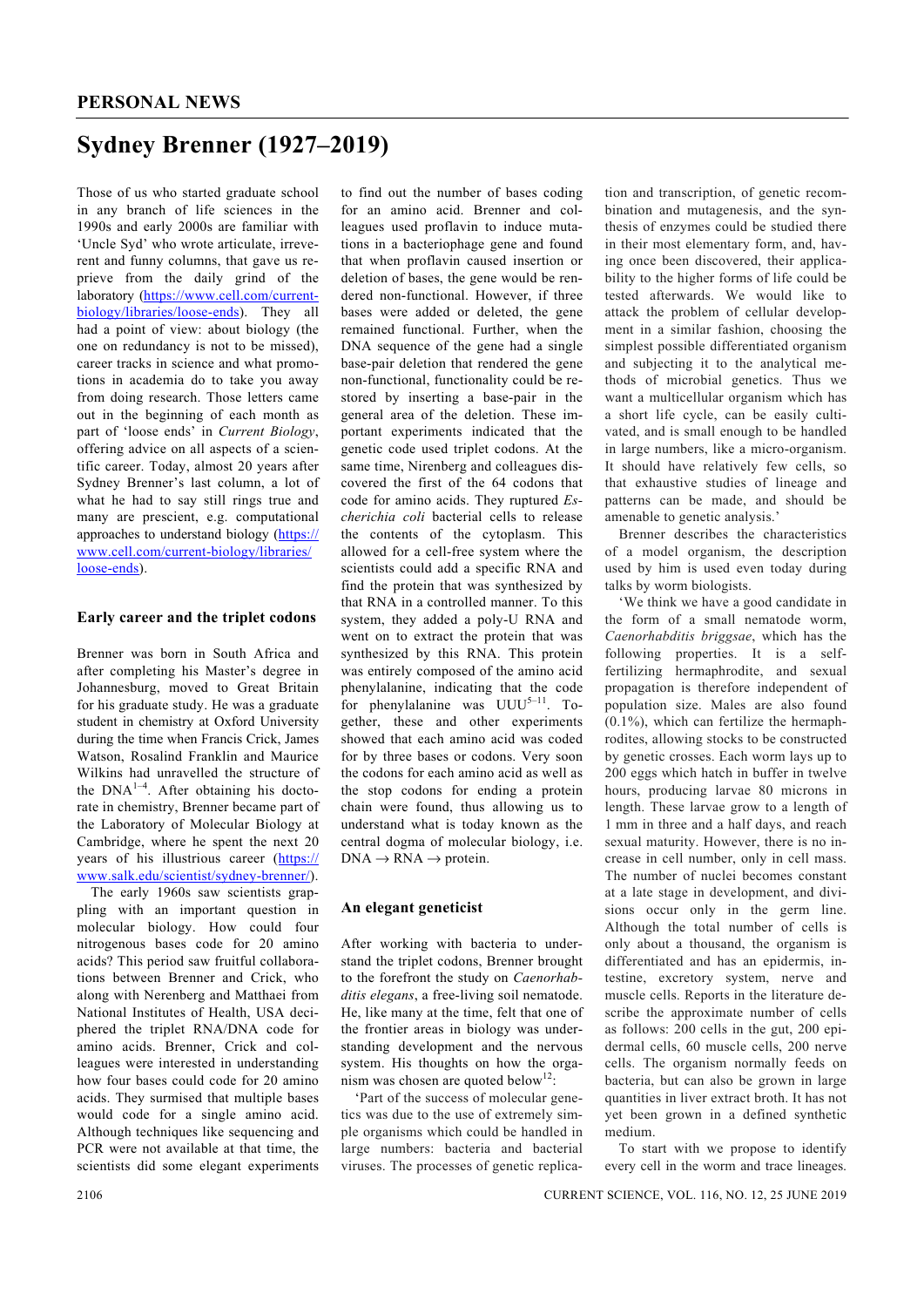## PERSONAL NEWS

# Sydney Brenner (1927–2019)

Those of us who started graduate school in any branch of life sciences in the 1990s and early 2000s are familiar with 'Uncle Syd' who wrote articulate, irreverent and funny columns, that gave us reprieve from the daily grind of the laboratory (https://www.cell.com/current-biology/libraries/loose-ends). They all had a point of view: about biology (the one on redundancy is not to be missed), career tracks in science and what promotions in academia do to take you away from doing research. Those letters came out in the beginning of each month as part of 'loose ends' in *Current Biology*, offering advice on all aspects of a scientific career. Today, almost 20 years after Sydney Brenner's last column, a lot of what he had to say still rings true and many are prescient, e.g. computational approaches to understand biology (https://www.cell.com/current-biology/libraries/loose-ends).

### Early career and the triplet codons

Brenner was born in South Africa and after completing his Master's degree in Johannesburg, moved to Great Britain for his graduate study. He was a graduate student in chemistry at Oxford University during the time when Francis Crick, James Watson, Rosalind Franklin and Maurice Wilkins had unravelled the structure of the DNA[1–4]. After obtaining his doctorate in chemistry, Brenner became part of the Laboratory of Molecular Biology at Cambridge, where he spent the next 20 years of his illustrious career (https://www.salk.edu/scientist/sydney-brenner/).

The early 1960s saw scientists grappling with an important question in molecular biology. How could four nitrogenous bases code for 20 amino acids? This period saw fruitful collaborations between Brenner and Crick, who along with Nerenberg and Matthaei from National Institutes of Health, USA deciphered the triplet RNA/DNA code for amino acids. Brenner, Crick and colleagues were interested in understanding how four bases could code for 20 amino acids. They surmised that multiple bases would code for a single amino acid. Although techniques like sequencing and PCR were not available at that time, the scientists did some elegant experiments to find out the number of bases coding for an amino acid. Brenner and colleagues used proflavin to induce mutations in a bacteriophage gene and found that when proflavin caused insertion or deletion of bases, the gene would be rendered non-functional. However, if three bases were added or deleted, the gene remained functional. Further, when the DNA sequence of the gene had a single base-pair deletion that rendered the gene non-functional, functionality could be restored by inserting a base-pair in the general area of the deletion. These important experiments indicated that the genetic code used triplet codons. At the same time, Nirenberg and colleagues discovered the first of the 64 codons that code for amino acids. They ruptured *Escherichia coli* bacterial cells to release the contents of the cytoplasm. This allowed for a cell-free system where the scientists could add a specific RNA and find the protein that was synthesized by that RNA in a controlled manner. To this system, they added a poly-U RNA and went on to extract the protein that was synthesized by this RNA. This protein was entirely composed of the amino acid phenylalanine, indicating that the code for phenylalanine was UUU[5–11]. Together, these and other experiments showed that each amino acid was coded for by three bases or codons. Very soon the codons for each amino acid as well as the stop codons for ending a protein chain were found, thus allowing us to understand what is today known as the central dogma of molecular biology, i.e. DNA → RNA → protein.

### An elegant geneticist

After working with bacteria to understand the triplet codons, Brenner brought to the forefront the study on *Caenorhabditis elegans*, a free-living soil nematode. He, like many at the time, felt that one of the frontier areas in biology was understanding development and the nervous system. His thoughts on how the organism was chosen are quoted below[12]:

'Part of the success of molecular genetics was due to the use of extremely simple organisms which could be handled in large numbers: bacteria and bacterial viruses. The processes of genetic replication and transcription, of genetic recombination and mutagenesis, and the synthesis of enzymes could be studied there in their most elementary form, and, having once been discovered, their applicability to the higher forms of life could be tested afterwards. We would like to attack the problem of cellular development in a similar fashion, choosing the simplest possible differentiated organism and subjecting it to the analytical methods of microbial genetics. Thus we want a multicellular organism which has a short life cycle, can be easily cultivated, and is small enough to be handled in large numbers, like a micro-organism. It should have relatively few cells, so that exhaustive studies of lineage and patterns can be made, and should be amenable to genetic analysis.'

Brenner describes the characteristics of a model organism, the description used by him is used even today during talks by worm biologists.

'We think we have a good candidate in the form of a small nematode worm, *Caenorhabditis briggsae*, which has the following properties. It is a self-fertilizing hermaphrodite, and sexual propagation is therefore independent of population size. Males are also found (0.1%), which can fertilize the hermaphrodites, allowing stocks to be constructed by genetic crosses. Each worm lays up to 200 eggs which hatch in buffer in twelve hours, producing larvae 80 microns in length. These larvae grow to a length of 1 mm in three and a half days, and reach sexual maturity. However, there is no increase in cell number, only in cell mass. The number of nuclei becomes constant at a late stage in development, and divisions occur only in the germ line. Although the total number of cells is only about a thousand, the organism is differentiated and has an epidermis, intestine, excretory system, nerve and muscle cells. Reports in the literature describe the approximate number of cells as follows: 200 cells in the gut, 200 epidermal cells, 60 muscle cells, 200 nerve cells. The organism normally feeds on bacteria, but can also be grown in large quantities in liver extract broth. It has not yet been grown in a defined synthetic medium.

To start with we propose to identify every cell in the worm and trace lineages.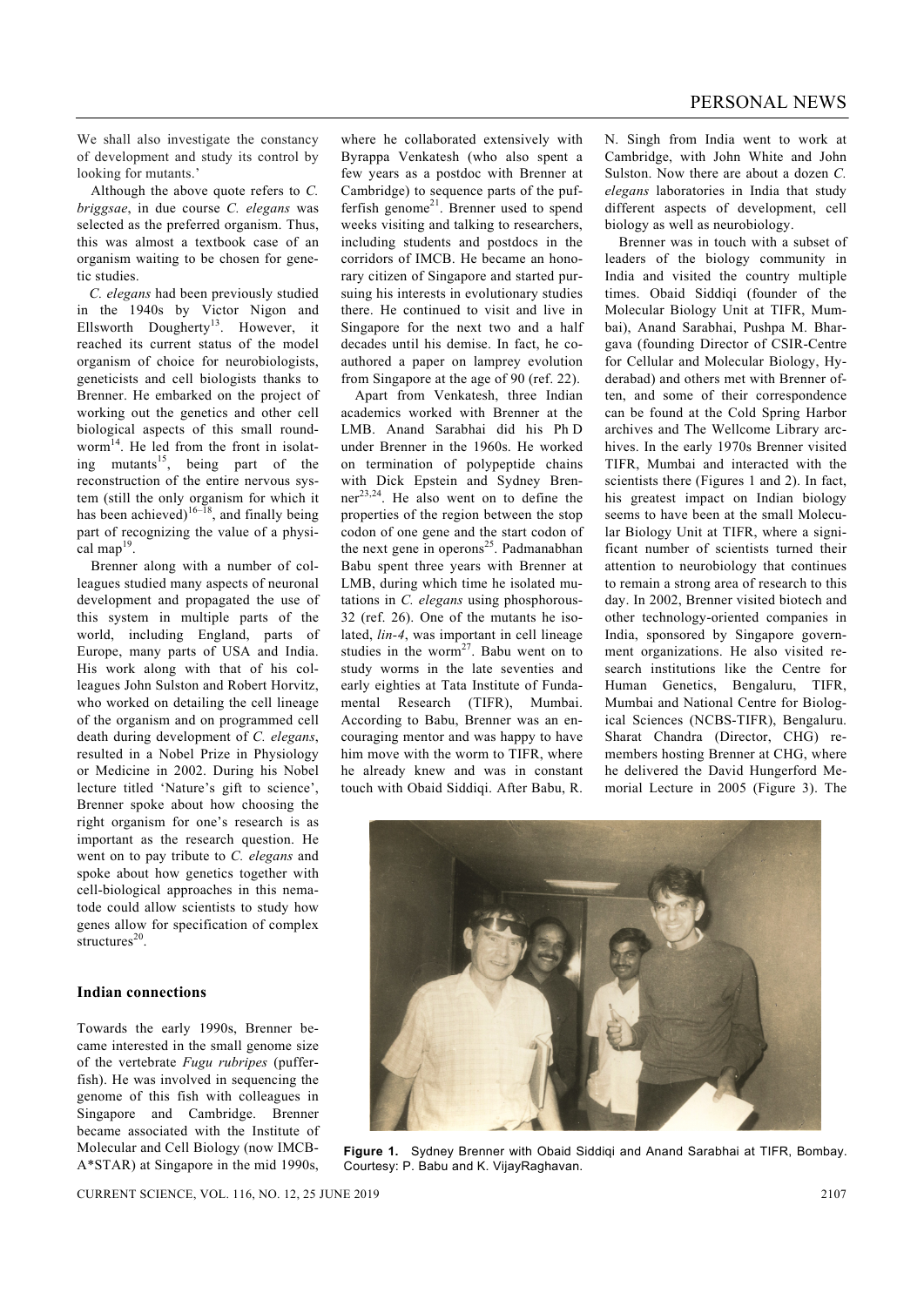We shall also investigate the constancy of development and study its control by looking for mutants.'

Although the above quote refers to *C. briggsae*, in due course *C. elegans* was selected as the preferred organism. Thus, this was almost a textbook case of an organism waiting to be chosen for genetic studies.

*C. elegans* had been previously studied in the 1940s by Victor Nigon and Ellsworth Dougherty[13]. However, it reached its current status of the model organism of choice for neurobiologists, geneticists and cell biologists thanks to Brenner. He embarked on the project of working out the genetics and other cell biological aspects of this small roundworm[14]. He led from the front in isolating mutants[15], being part of the reconstruction of the entire nervous system (still the only organism for which it has been achieved)[16–18], and finally being part of recognizing the value of a physical map[19].

Brenner along with a number of colleagues studied many aspects of neuronal development and propagated the use of this system in multiple parts of the world, including England, parts of Europe, many parts of USA and India. His work along with that of his colleagues John Sulston and Robert Horvitz, who worked on detailing the cell lineage of the organism and on programmed cell death during development of *C. elegans*, resulted in a Nobel Prize in Physiology or Medicine in 2002. During his Nobel lecture titled 'Nature's gift to science', Brenner spoke about how choosing the right organism for one's research is as important as the research question. He went on to pay tribute to *C. elegans* and spoke about how genetics together with cell-biological approaches in this nematode could allow scientists to study how genes allow for specification of complex structures[20].

## Indian connections

Towards the early 1990s, Brenner became interested in the small genome size of the vertebrate *Fugu rubripes* (pufferfish). He was involved in sequencing the genome of this fish with colleagues in Singapore and Cambridge. Brenner became associated with the Institute of Molecular and Cell Biology (now IMCB-A*STAR) at Singapore in the mid 1990s, where he collaborated extensively with Byrappa Venkatesh (who also spent a few years as a postdoc with Brenner at Cambridge) to sequence parts of the pufferfish genome[21]. Brenner used to spend weeks visiting and talking to researchers, including students and postdocs in the corridors of IMCB. He became an honorary citizen of Singapore and started pursuing his interests in evolutionary studies there. He continued to visit and live in Singapore for the next two and a half decades until his demise. In fact, he co-authored a paper on lamprey evolution from Singapore at the age of 90 (ref. 22).

Apart from Venkatesh, three Indian academics worked with Brenner at the LMB. Anand Sarabhai did his Ph D under Brenner in the 1960s. He worked on termination of polypeptide chains with Dick Epstein and Sydney Brenner[23,24]. He also went on to define the properties of the region between the stop codon of one gene and the start codon of the next gene in operons[25]. Padmanabhan Babu spent three years with Brenner at LMB, during which time he isolated mutations in *C. elegans* using phosphorous-32 (ref. 26). One of the mutants he isolated, *lin-4*, was important in cell lineage studies in the worm[27]. Babu went on to study worms in the late seventies and early eighties at Tata Institute of Fundamental Research (TIFR), Mumbai. According to Babu, Brenner was an encouraging mentor and was happy to have him move with the worm to TIFR, where he already knew and was in constant touch with Obaid Siddiqi. After Babu, R. N. Singh from India went to work at Cambridge, with John White and John Sulston. Now there are about a dozen *C. elegans* laboratories in India that study different aspects of development, cell biology as well as neurobiology.

Brenner was in touch with a subset of leaders of the biology community in India and visited the country multiple times. Obaid Siddiqi (founder of the Molecular Biology Unit at TIFR, Mumbai), Anand Sarabhai, Pushpa M. Bhargava (founding Director of CSIR-Centre for Cellular and Molecular Biology, Hyderabad) and others met with Brenner often, and some of their correspondence can be found at the Cold Spring Harbor archives and The Wellcome Library archives. In the early 1970s Brenner visited TIFR, Mumbai and interacted with the scientists there (Figures 1 and 2). In fact, his greatest impact on Indian biology seems to have been at the small Molecular Biology Unit at TIFR, where a significant number of scientists turned their attention to neurobiology that continues to remain a strong area of research to this day. In 2002, Brenner visited biotech and other technology-oriented companies in India, sponsored by Singapore government organizations. He also visited research institutions like the Centre for Human Genetics, Bengaluru, TIFR, Mumbai and National Centre for Biological Sciences (NCBS-TIFR), Bengaluru. Sharat Chandra (Director, CHG) remembers hosting Brenner at CHG, where he delivered the David Hungerford Memorial Lecture in 2005 (Figure 3). The

**Figure 1.** Sydney Brenner with Obaid Siddiqi and Anand Sarabhai at TIFR, Bombay. Courtesy: P. Babu and K. VijayRaghavan.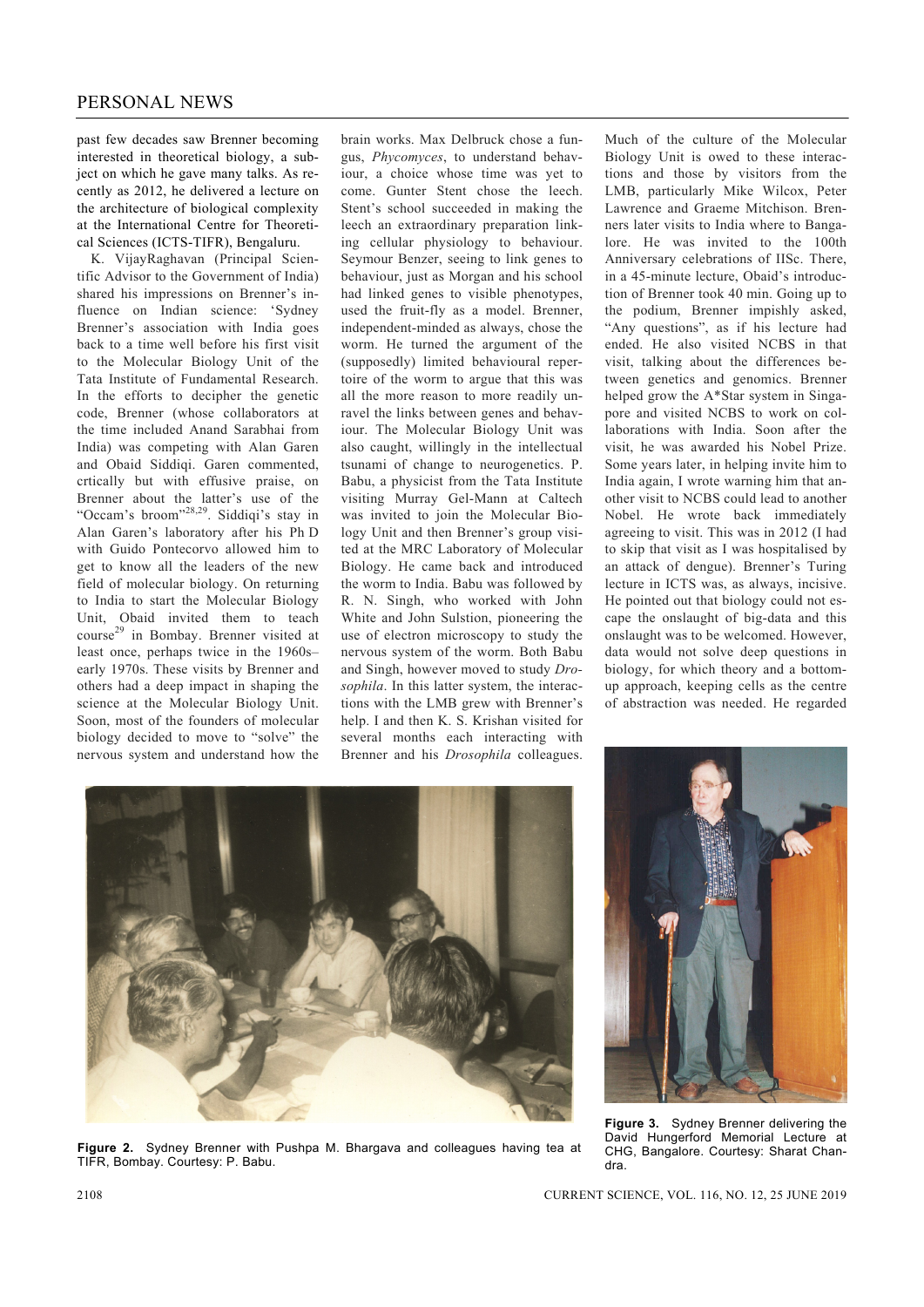past few decades saw Brenner becoming interested in theoretical biology, a subject on which he gave many talks. As recently as 2012, he delivered a lecture on the architecture of biological complexity at the International Centre for Theoretical Sciences (ICTS-TIFR), Bengaluru.

K. VijayRaghavan (Principal Scientific Advisor to the Government of India) shared his impressions on Brenner's influence on Indian science: 'Sydney Brenner's association with India goes back to a time well before his first visit to the Molecular Biology Unit of the Tata Institute of Fundamental Research. In the efforts to decipher the genetic code, Brenner (whose collaborators at the time included Anand Sarabhai from India) was competing with Alan Garen and Obaid Siddiqi. Garen commented, crtically but with effusive praise, on Brenner about the latter's use of the "Occam's broom"[28,29]. Siddiqi's stay in Alan Garen's laboratory after his Ph D with Guido Pontecorvo allowed him to get to know all the leaders of the new field of molecular biology. On returning to India to start the Molecular Biology Unit, Obaid invited them to teach course[29] in Bombay. Brenner visited at least once, perhaps twice in the 1960s–early 1970s. These visits by Brenner and others had a deep impact in shaping the science at the Molecular Biology Unit. Soon, most of the founders of molecular biology decided to move to "solve" the nervous system and understand how the brain works. Max Delbruck chose a fungus, *Phycomyces*, to understand behaviour, a choice whose time was yet to come. Gunter Stent chose the leech. Stent's school succeeded in making the leech an extraordinary preparation linking cellular physiology to behaviour. Seymour Benzer, seeing to link genes to behaviour, just as Morgan and his school had linked genes to visible phenotypes, used the fruit-fly as a model. Brenner, independent-minded as always, chose the worm. He turned the argument of the (supposedly) limited behavioural repertoire of the worm to argue that this was all the more reason to more readily unravel the links between genes and behaviour. The Molecular Biology Unit was also caught, willingly in the intellectual tsunami of change to neurogenetics. P. Babu, a physicist from the Tata Institute visiting Murray Gel-Mann at Caltech was invited to join the Molecular Biology Unit and then Brenner's group visited at the MRC Laboratory of Molecular Biology. He came back and introduced the worm to India. Babu was followed by R. N. Singh, who worked with John White and John Sulston, pioneering the use of electron microscopy to study the nervous system of the worm. Both Babu and Singh, however moved to study *Drosophila*. In this latter system, the interactions with the LMB grew with Brenner's help. I and then K. S. Krishan visited for several months each interacting with Brenner and his *Drosophila* colleagues. Much of the culture of the Molecular Biology Unit is owed to these interactions and those by visitors from the LMB, particularly Mike Wilcox, Peter Lawrence and Graeme Mitchison. Brenners later visits to India where to Bangalore. He was invited to the 100th Anniversary celebrations of IISc. There, in a 45-minute lecture, Obaid's introduction of Brenner took 40 min. Going up to the podium, Brenner impishly asked, "Any questions", as if his lecture had ended. He also visited NCBS in that visit, talking about the differences between genetics and genomics. Brenner helped grow the A*Star system in Singapore and visited NCBS to work on collaborations with India. Soon after the visit, he was awarded his Nobel Prize. Some years later, in helping invite him to India again, I wrote warning him that another visit to NCBS could lead to another Nobel. He wrote back immediately agreeing to visit. This was in 2012 (I had to skip that visit as I was hospitalised by an attack of dengue). Brenner's Turing lecture in ICTS was, as always, incisive. He pointed out that biology could not escape the onslaught of big-data and this onslaught was to be welcomed. However, data would not solve deep questions in biology, for which theory and a bottom-up approach, keeping cells as the centre of abstraction was needed. He regarded

**Figure 2.** Sydney Brenner with Pushpa M. Bhargava and colleagues having tea at TIFR, Bombay. Courtesy: P. Babu.

**Figure 3.** Sydney Brenner delivering the David Hungerford Memorial Lecture at CHG, Bangalore. Courtesy: Sharat Chandra.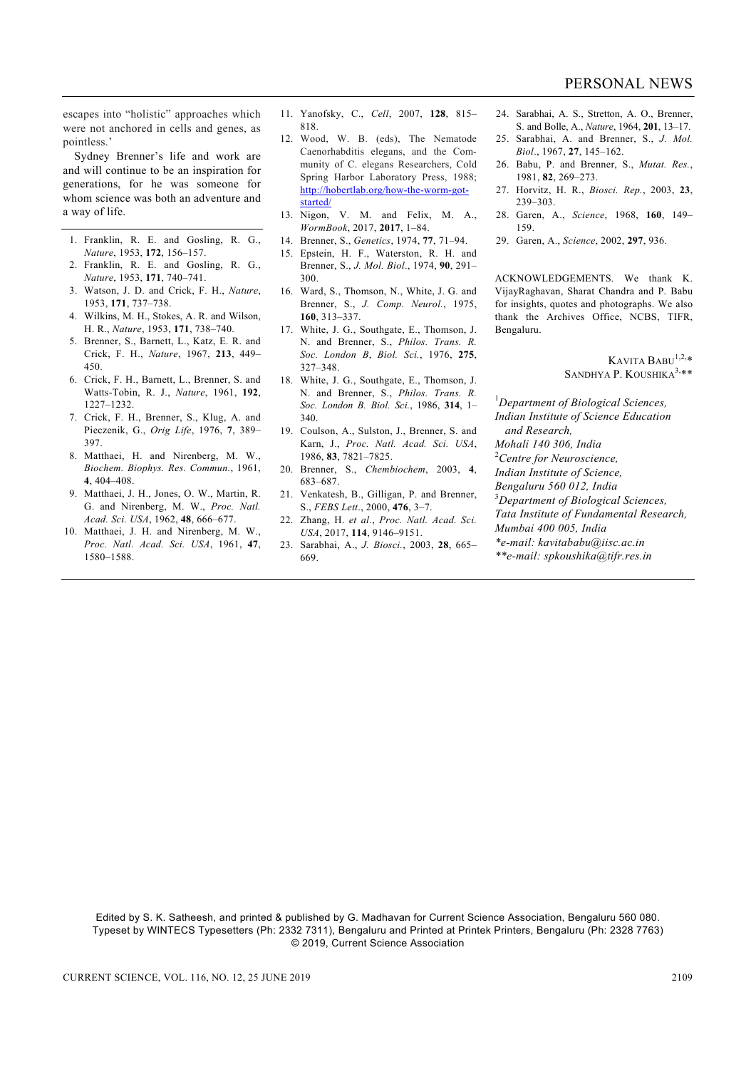escapes into "holistic" approaches which were not anchored in cells and genes, as pointless.'

Sydney Brenner's life and work are and will continue to be an inspiration for generations, for he was someone for whom science was both an adventure and a way of life.

1. Franklin, R. E. and Gosling, R. G., *Nature*, 1953, **172**, 156–157.
2. Franklin, R. E. and Gosling, R. G., *Nature*, 1953, **171**, 740–741.
3. Watson, J. D. and Crick, F. H., *Nature*, 1953, **171**, 737–738.
4. Wilkins, M. H., Stokes, A. R. and Wilson, H. R., *Nature*, 1953, **171**, 738–740.
5. Brenner, S., Barnett, L., Katz, E. R. and Crick, F. H., *Nature*, 1967, **213**, 449–450.
6. Crick, F. H., Barnett, L., Brenner, S. and Watts-Tobin, R. J., *Nature*, 1961, **192**, 1227–1232.
7. Crick, F. H., Brenner, S., Klug, A. and Pieczenik, G., *Orig Life*, 1976, **7**, 389–397.
8. Matthaei, H. and Nirenberg, M. W., *Biochem. Biophys. Res. Commun.*, 1961, **4**, 404–408.
9. Matthaei, J. H., Jones, O. W., Martin, R. G. and Nirenberg, M. W., *Proc. Natl. Acad. Sci. USA*, 1962, **48**, 666–677.
10. Matthaei, J. H. and Nirenberg, M. W., *Proc. Natl. Acad. Sci. USA*, 1961, **47**, 1580–1588.
11. Yanofsky, C., *Cell*, 2007, **128**, 815–818.
12. Wood, W. B. (eds), The Nematode Caenorhabditis elegans, and the Community of C. elegans Researchers, Cold Spring Harbor Laboratory Press, 1988; http://hobertlab.org/how-the-worm-got-started/
13. Nigon, V. M. and Felix, M. A., *WormBook*, 2017, **2017**, 1–84.
14. Brenner, S., *Genetics*, 1974, **77**, 71–94.
15. Epstein, H. F., Waterston, R. H. and Brenner, S., *J. Mol. Biol*., 1974, **90**, 291–300.
16. Ward, S., Thomson, N., White, J. G. and Brenner, S., *J. Comp. Neurol.*, 1975, **160**, 313–337.
17. White, J. G., Southgate, E., Thomson, J. N. and Brenner, S., *Philos. Trans. R. Soc. London B*, *Biol. Sci.*, 1976, **275**, 327–348.
18. White, J. G., Southgate, E., Thomson, J. N. and Brenner, S., *Philos. Trans. R. Soc. London B. Biol. Sci.*, 1986, **314**, 1–340.
19. Coulson, A., Sulston, J., Brenner, S. and Karn, J., *Proc. Natl. Acad. Sci. USA*, 1986, **83**, 7821–7825.
20. Brenner, S., *Chembiochem*, 2003, **4**, 683–687.
21. Venkatesh, B., Gilligan, P. and Brenner, S., *FEBS Lett*., 2000, **476**, 3–7.
22. Zhang, H. *et al.*, *Proc. Natl. Acad. Sci. USA*, 2017, **114**, 9146–9151.
23. Sarabhai, A., *J. Biosci*., 2003, **28**, 665–669.
24. Sarabhai, A. S., Stretton, A. O., Brenner, S. and Bolle, A., *Nature*, 1964, **201**, 13–17.
25. Sarabhai, A. and Brenner, S., *J. Mol. Biol*., 1967, **27**, 145–162.
26. Babu, P. and Brenner, S., *Mutat. Res.*, 1981, **82**, 269–273.
27. Horvitz, H. R., *Biosci. Rep.*, 2003, **23**, 239–303.
28. Garen, A., *Science*, 1968, **160**, 149–159.
29. Garen, A., *Science*, 2002, **297**, 936.

ACKNOWLEDGEMENTS. We thank K. VijayRaghavan, Sharat Chandra and P. Babu for insights, quotes and photographs. We also thank the Archives Office, NCBS, TIFR, Bengaluru.

KAVITA BABU[1,2,*]
SANDHYA P. KOUSHIKA[3,**]

[1]*Department of Biological Sciences, Indian Institute of Science Education and Research, Mohali 140 306, India*
[2]*Centre for Neuroscience, Indian Institute of Science, Bengaluru 560 012, India*
[3]*Department of Biological Sciences, Tata Institute of Fundamental Research, Mumbai 400 005, India*
**e-mail: kavitababu@iisc.ac.in*
***e-mail: spkoushika@tifr.res.in*

Edited by S. K. Satheesh, and printed & published by G. Madhavan for Current Science Association, Bengaluru 560 080.
Typeset by WINTECS Typesetters (Ph: 2332 7311), Bengaluru and Printed at Printek Printers, Bengaluru (Ph: 2328 7763)
© 2019, Current Science Association